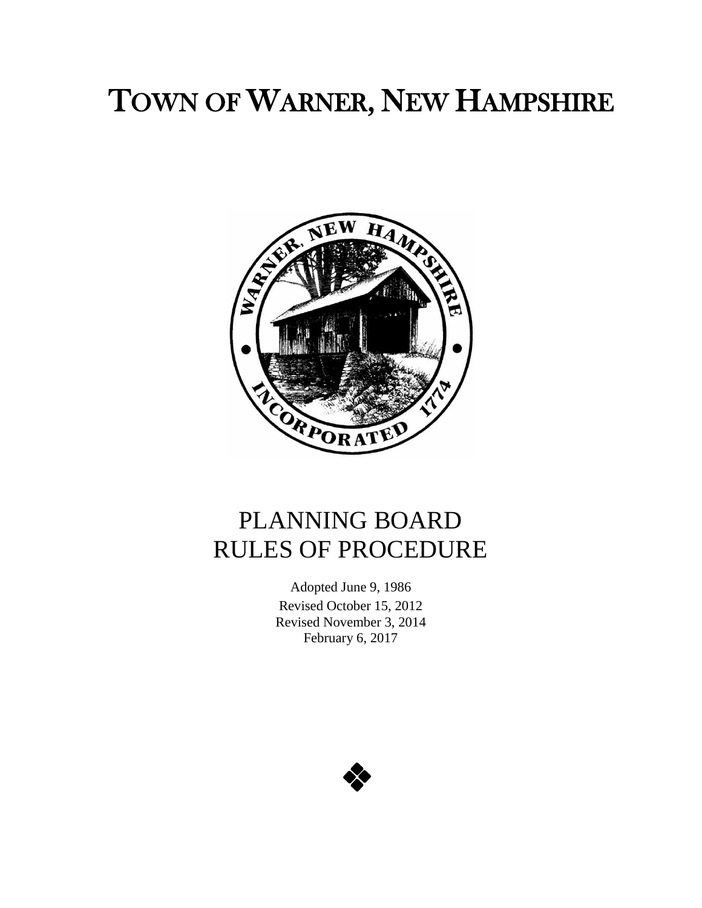# TOWN OF WARNER, NEW HAMPSHIRE

# PLANNING BOARD RULES OF PROCEDURE

Adopted June 9, 1986

Revised October 15, 2012

Revised November 3, 2014

February 6, 2017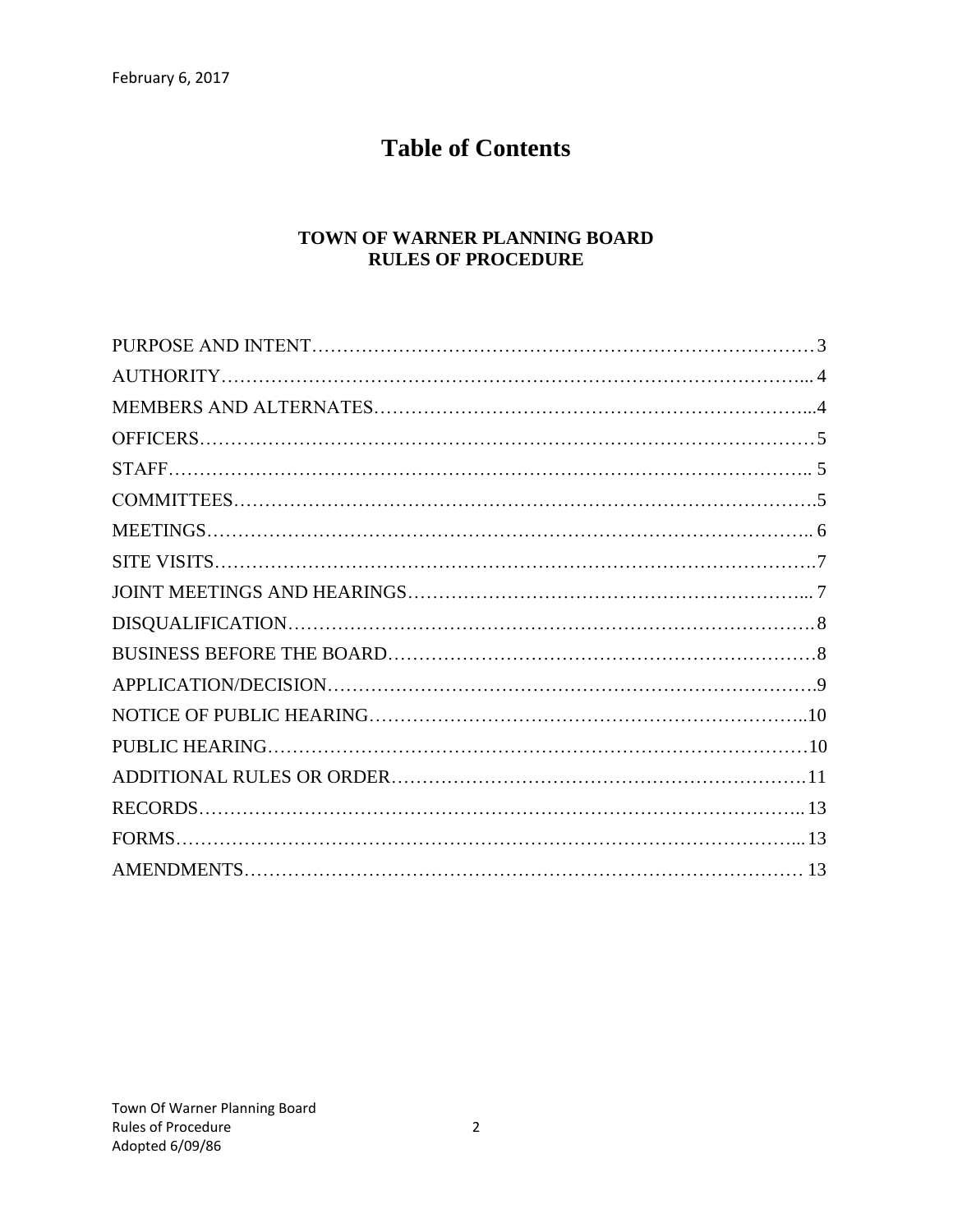# Table of Contents

## TOWN OF WARNER PLANNING BOARD
## RULES OF PROCEDURE

| Section | Page |
|---|---|
| PURPOSE AND INTENT | 3 |
| AUTHORITY | 4 |
| MEMBERS AND ALTERNATES | 4 |
| OFFICERS | 5 |
| STAFF | 5 |
| COMMITTEES | 5 |
| MEETINGS | 6 |
| SITE VISITS | 7 |
| JOINT MEETINGS AND HEARINGS | 7 |
| DISQUALIFICATION | 8 |
| BUSINESS BEFORE THE BOARD | 8 |
| APPLICATION/DECISION | 9 |
| NOTICE OF PUBLIC HEARING | 10 |
| PUBLIC HEARING | 10 |
| ADDITIONAL RULES OR ORDER | 11 |
| RECORDS | 13 |
| FORMS | 13 |
| AMENDMENTS | 13 |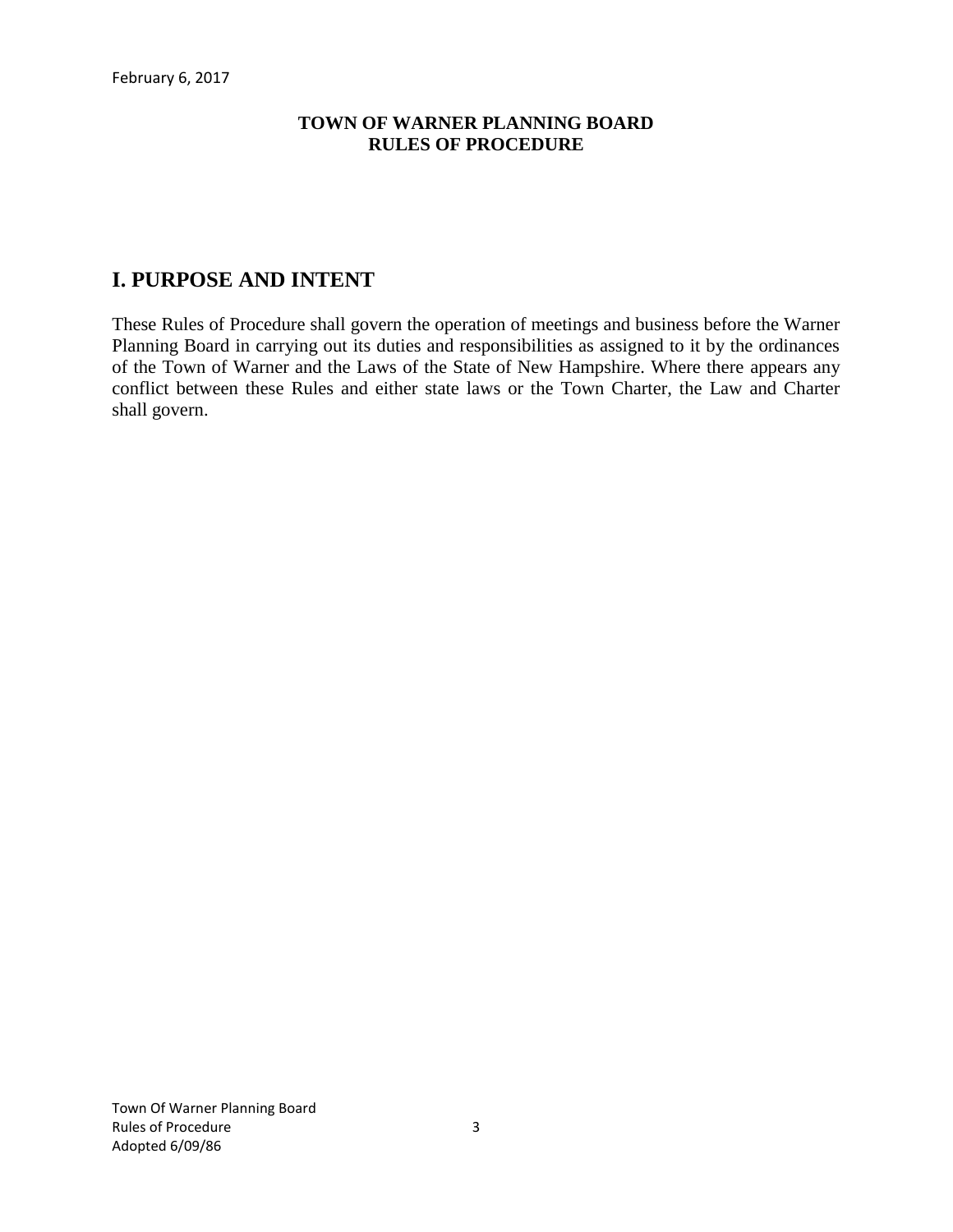**TOWN OF WARNER PLANNING BOARD**
**RULES OF PROCEDURE**

## I. PURPOSE AND INTENT

These Rules of Procedure shall govern the operation of meetings and business before the Warner Planning Board in carrying out its duties and responsibilities as assigned to it by the ordinances of the Town of Warner and the Laws of the State of New Hampshire. Where there appears any conflict between these Rules and either state laws or the Town Charter, the Law and Charter shall govern.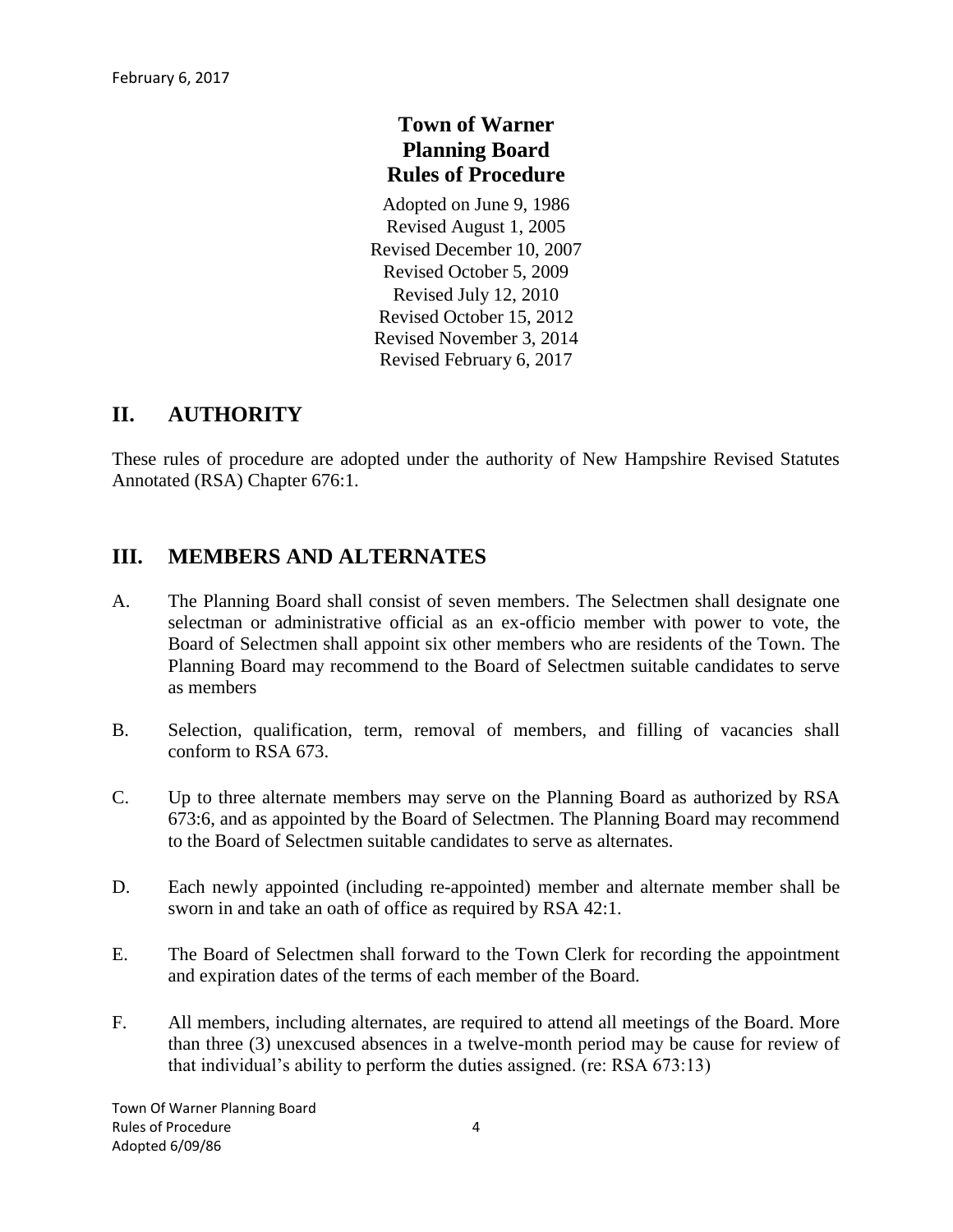February 6, 2017

# Town of Warner
# Planning Board
# Rules of Procedure

Adopted on June 9, 1986
Revised August 1, 2005
Revised December 10, 2007
Revised October 5, 2009
Revised July 12, 2010
Revised October 15, 2012
Revised November 3, 2014
Revised February 6, 2017

## II. AUTHORITY

These rules of procedure are adopted under the authority of New Hampshire Revised Statutes Annotated (RSA) Chapter 676:1.

## III. MEMBERS AND ALTERNATES

A. The Planning Board shall consist of seven members. The Selectmen shall designate one selectman or administrative official as an ex-officio member with power to vote, the Board of Selectmen shall appoint six other members who are residents of the Town. The Planning Board may recommend to the Board of Selectmen suitable candidates to serve as members

B. Selection, qualification, term, removal of members, and filling of vacancies shall conform to RSA 673.

C. Up to three alternate members may serve on the Planning Board as authorized by RSA 673:6, and as appointed by the Board of Selectmen. The Planning Board may recommend to the Board of Selectmen suitable candidates to serve as alternates.

D. Each newly appointed (including re-appointed) member and alternate member shall be sworn in and take an oath of office as required by RSA 42:1.

E. The Board of Selectmen shall forward to the Town Clerk for recording the appointment and expiration dates of the terms of each member of the Board.

F. All members, including alternates, are required to attend all meetings of the Board. More than three (3) unexcused absences in a twelve-month period may be cause for review of that individual's ability to perform the duties assigned. (re: RSA 673:13)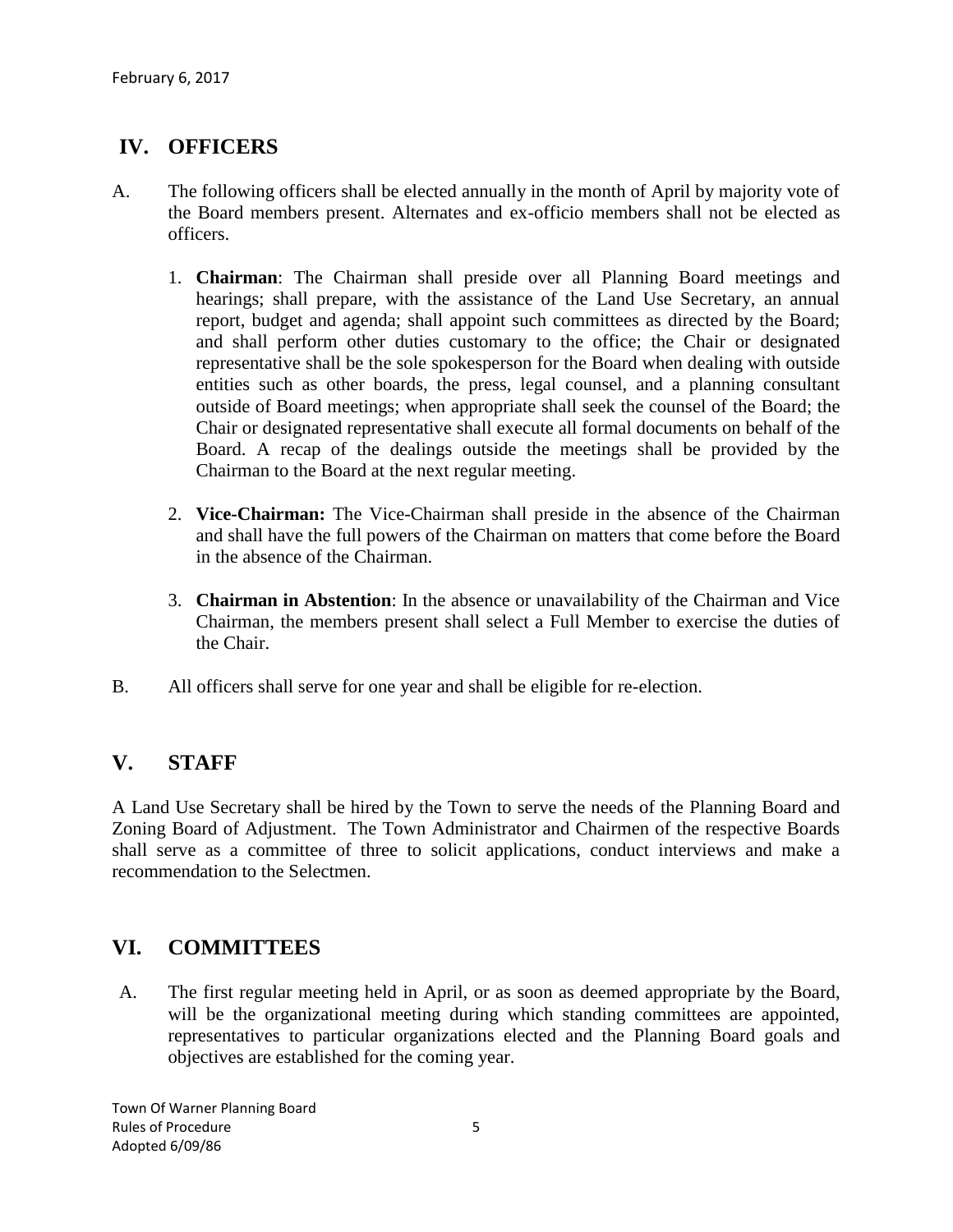## IV. OFFICERS

A. The following officers shall be elected annually in the month of April by majority vote of the Board members present. Alternates and ex-officio members shall not be elected as officers.

1. **Chairman**: The Chairman shall preside over all Planning Board meetings and hearings; shall prepare, with the assistance of the Land Use Secretary, an annual report, budget and agenda; shall appoint such committees as directed by the Board; and shall perform other duties customary to the office; the Chair or designated representative shall be the sole spokesperson for the Board when dealing with outside entities such as other boards, the press, legal counsel, and a planning consultant outside of Board meetings; when appropriate shall seek the counsel of the Board; the Chair or designated representative shall execute all formal documents on behalf of the Board. A recap of the dealings outside the meetings shall be provided by the Chairman to the Board at the next regular meeting.

2. **Vice-Chairman:** The Vice-Chairman shall preside in the absence of the Chairman and shall have the full powers of the Chairman on matters that come before the Board in the absence of the Chairman.

3. **Chairman in Abstention**: In the absence or unavailability of the Chairman and Vice Chairman, the members present shall select a Full Member to exercise the duties of the Chair.

B. All officers shall serve for one year and shall be eligible for re-election.

## V. STAFF

A Land Use Secretary shall be hired by the Town to serve the needs of the Planning Board and Zoning Board of Adjustment. The Town Administrator and Chairmen of the respective Boards shall serve as a committee of three to solicit applications, conduct interviews and make a recommendation to the Selectmen.

## VI. COMMITTEES

A. The first regular meeting held in April, or as soon as deemed appropriate by the Board, will be the organizational meeting during which standing committees are appointed, representatives to particular organizations elected and the Planning Board goals and objectives are established for the coming year.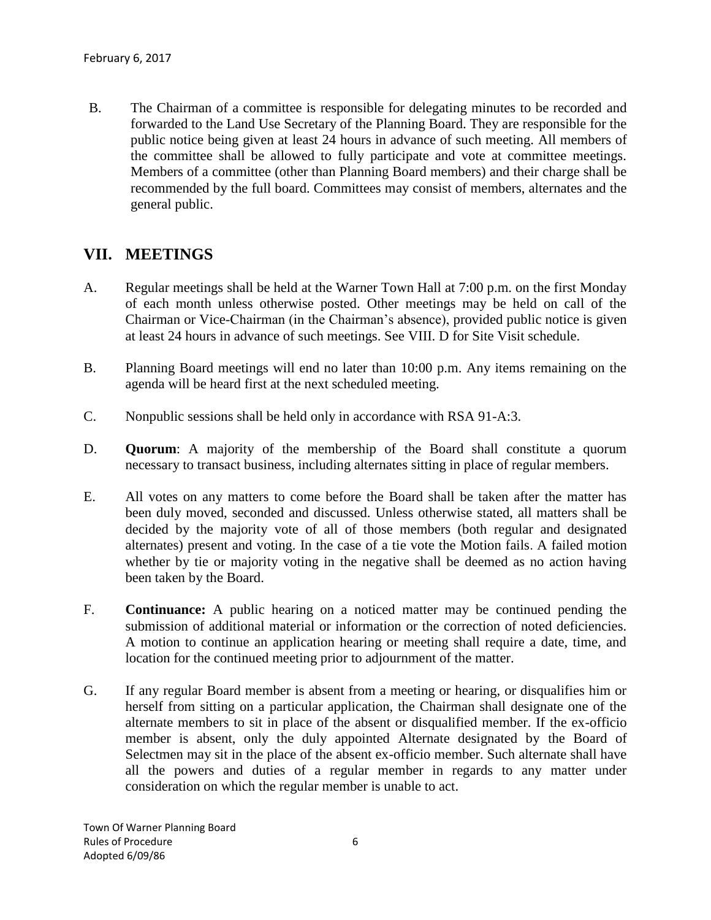B. The Chairman of a committee is responsible for delegating minutes to be recorded and forwarded to the Land Use Secretary of the Planning Board. They are responsible for the public notice being given at least 24 hours in advance of such meeting. All members of the committee shall be allowed to fully participate and vote at committee meetings. Members of a committee (other than Planning Board members) and their charge shall be recommended by the full board. Committees may consist of members, alternates and the general public.

## VII. MEETINGS

A. Regular meetings shall be held at the Warner Town Hall at 7:00 p.m. on the first Monday of each month unless otherwise posted. Other meetings may be held on call of the Chairman or Vice-Chairman (in the Chairman's absence), provided public notice is given at least 24 hours in advance of such meetings. See VIII. D for Site Visit schedule.

B. Planning Board meetings will end no later than 10:00 p.m. Any items remaining on the agenda will be heard first at the next scheduled meeting.

C. Nonpublic sessions shall be held only in accordance with RSA 91-A:3.

D. **Quorum**: A majority of the membership of the Board shall constitute a quorum necessary to transact business, including alternates sitting in place of regular members.

E. All votes on any matters to come before the Board shall be taken after the matter has been duly moved, seconded and discussed. Unless otherwise stated, all matters shall be decided by the majority vote of all of those members (both regular and designated alternates) present and voting. In the case of a tie vote the Motion fails. A failed motion whether by tie or majority voting in the negative shall be deemed as no action having been taken by the Board.

F. **Continuance:** A public hearing on a noticed matter may be continued pending the submission of additional material or information or the correction of noted deficiencies. A motion to continue an application hearing or meeting shall require a date, time, and location for the continued meeting prior to adjournment of the matter.

G. If any regular Board member is absent from a meeting or hearing, or disqualifies him or herself from sitting on a particular application, the Chairman shall designate one of the alternate members to sit in place of the absent or disqualified member. If the ex-officio member is absent, only the duly appointed Alternate designated by the Board of Selectmen may sit in the place of the absent ex-officio member. Such alternate shall have all the powers and duties of a regular member in regards to any matter under consideration on which the regular member is unable to act.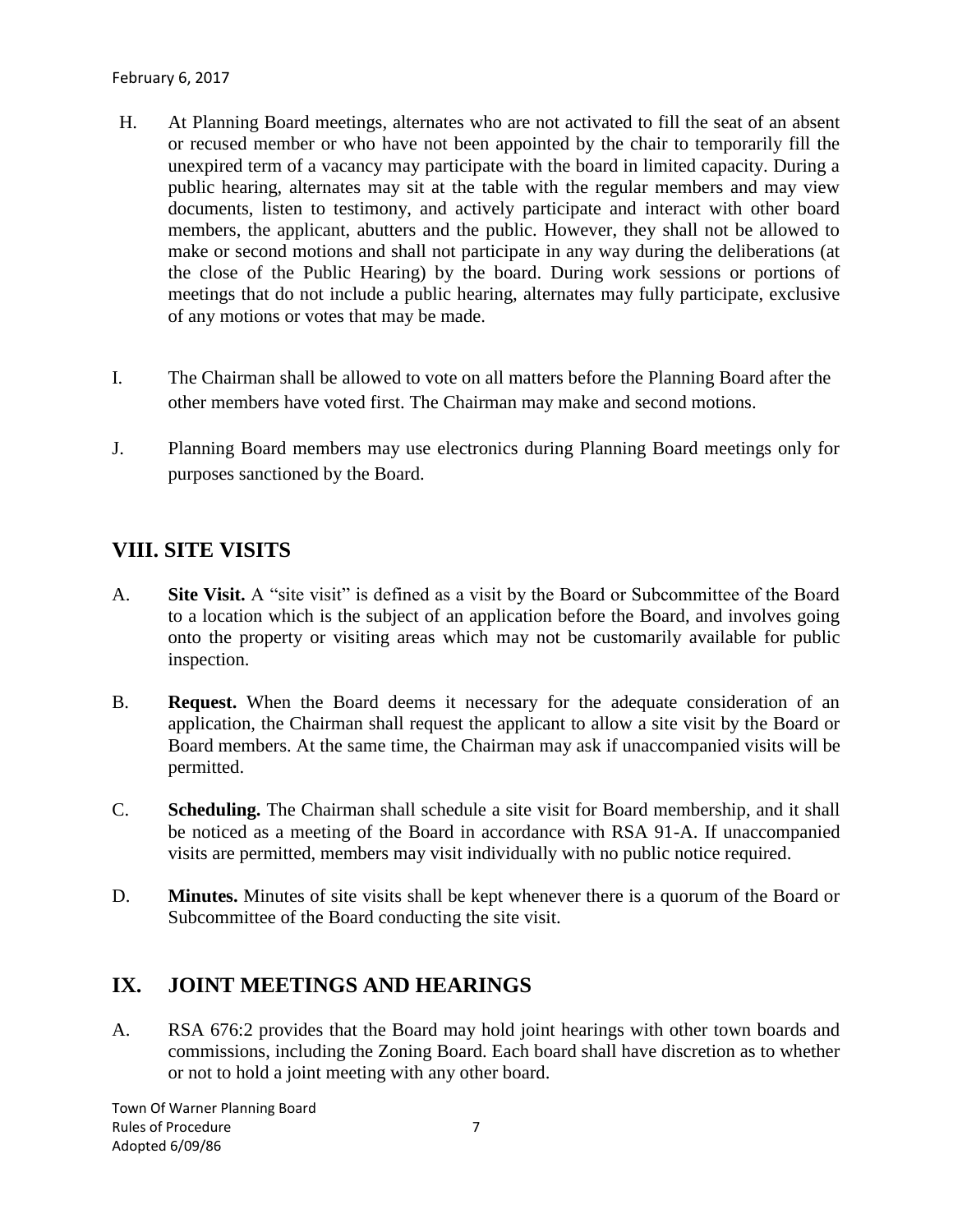H. At Planning Board meetings, alternates who are not activated to fill the seat of an absent or recused member or who have not been appointed by the chair to temporarily fill the unexpired term of a vacancy may participate with the board in limited capacity. During a public hearing, alternates may sit at the table with the regular members and may view documents, listen to testimony, and actively participate and interact with other board members, the applicant, abutters and the public. However, they shall not be allowed to make or second motions and shall not participate in any way during the deliberations (at the close of the Public Hearing) by the board. During work sessions or portions of meetings that do not include a public hearing, alternates may fully participate, exclusive of any motions or votes that may be made.

I. The Chairman shall be allowed to vote on all matters before the Planning Board after the other members have voted first. The Chairman may make and second motions.

J. Planning Board members may use electronics during Planning Board meetings only for purposes sanctioned by the Board.

## VIII. SITE VISITS

A. **Site Visit.** A "site visit" is defined as a visit by the Board or Subcommittee of the Board to a location which is the subject of an application before the Board, and involves going onto the property or visiting areas which may not be customarily available for public inspection.

B. **Request.** When the Board deems it necessary for the adequate consideration of an application, the Chairman shall request the applicant to allow a site visit by the Board or Board members. At the same time, the Chairman may ask if unaccompanied visits will be permitted.

C. **Scheduling.** The Chairman shall schedule a site visit for Board membership, and it shall be noticed as a meeting of the Board in accordance with RSA 91-A. If unaccompanied visits are permitted, members may visit individually with no public notice required.

D. **Minutes.** Minutes of site visits shall be kept whenever there is a quorum of the Board or Subcommittee of the Board conducting the site visit.

## IX. JOINT MEETINGS AND HEARINGS

A. RSA 676:2 provides that the Board may hold joint hearings with other town boards and commissions, including the Zoning Board. Each board shall have discretion as to whether or not to hold a joint meeting with any other board.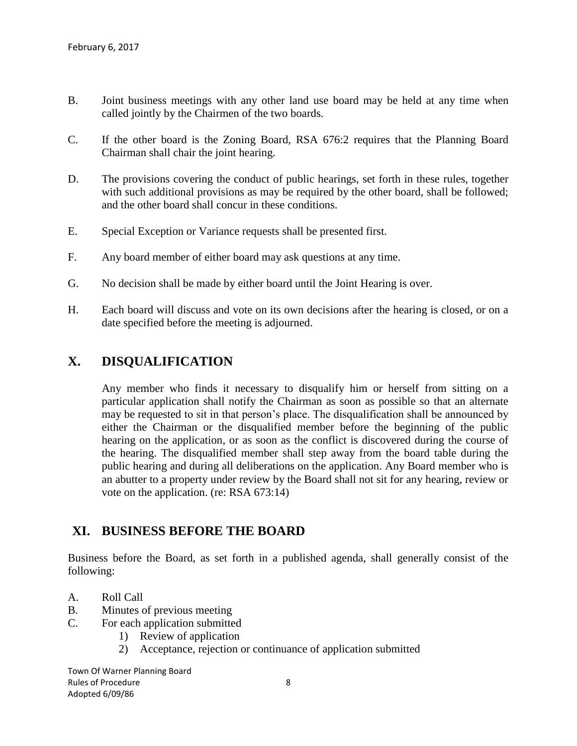B. Joint business meetings with any other land use board may be held at any time when called jointly by the Chairmen of the two boards.

C. If the other board is the Zoning Board, RSA 676:2 requires that the Planning Board Chairman shall chair the joint hearing.

D. The provisions covering the conduct of public hearings, set forth in these rules, together with such additional provisions as may be required by the other board, shall be followed; and the other board shall concur in these conditions.

E. Special Exception or Variance requests shall be presented first.

F. Any board member of either board may ask questions at any time.

G. No decision shall be made by either board until the Joint Hearing is over.

H. Each board will discuss and vote on its own decisions after the hearing is closed, or on a date specified before the meeting is adjourned.

## X. DISQUALIFICATION

Any member who finds it necessary to disqualify him or herself from sitting on a particular application shall notify the Chairman as soon as possible so that an alternate may be requested to sit in that person's place. The disqualification shall be announced by either the Chairman or the disqualified member before the beginning of the public hearing on the application, or as soon as the conflict is discovered during the course of the hearing. The disqualified member shall step away from the board table during the public hearing and during all deliberations on the application. Any Board member who is an abutter to a property under review by the Board shall not sit for any hearing, review or vote on the application. (re: RSA 673:14)

## XI. BUSINESS BEFORE THE BOARD

Business before the Board, as set forth in a published agenda, shall generally consist of the following:

A. Roll Call
B. Minutes of previous meeting
C. For each application submitted
   1) Review of application
   2) Acceptance, rejection or continuance of application submitted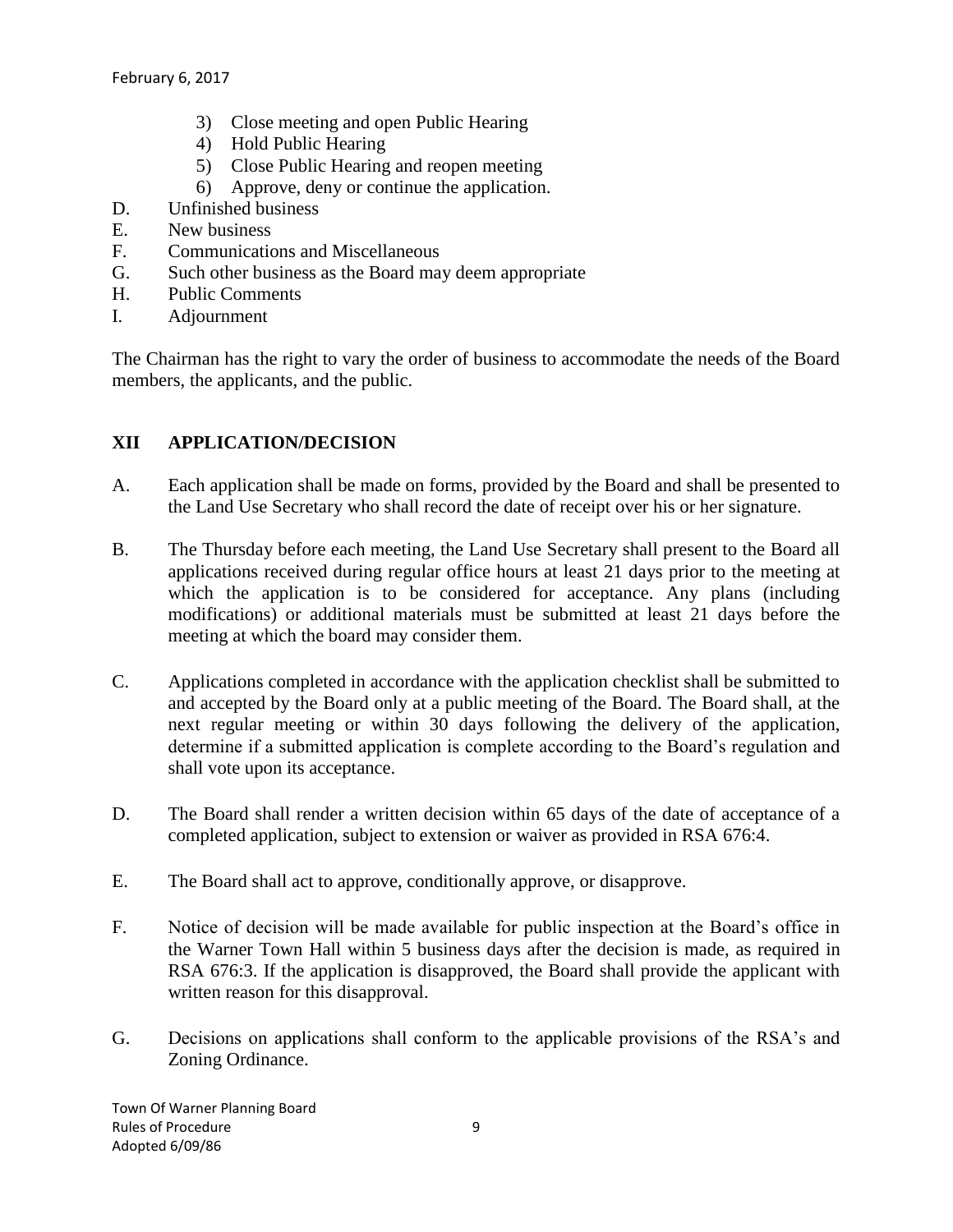3) Close meeting and open Public Hearing
4) Hold Public Hearing
5) Close Public Hearing and reopen meeting
6) Approve, deny or continue the application.

D. Unfinished business

E. New business

F. Communications and Miscellaneous

G. Such other business as the Board may deem appropriate

H. Public Comments

I. Adjournment

The Chairman has the right to vary the order of business to accommodate the needs of the Board members, the applicants, and the public.

## XII APPLICATION/DECISION

A. Each application shall be made on forms, provided by the Board and shall be presented to the Land Use Secretary who shall record the date of receipt over his or her signature.

B. The Thursday before each meeting, the Land Use Secretary shall present to the Board all applications received during regular office hours at least 21 days prior to the meeting at which the application is to be considered for acceptance. Any plans (including modifications) or additional materials must be submitted at least 21 days before the meeting at which the board may consider them.

C. Applications completed in accordance with the application checklist shall be submitted to and accepted by the Board only at a public meeting of the Board. The Board shall, at the next regular meeting or within 30 days following the delivery of the application, determine if a submitted application is complete according to the Board's regulation and shall vote upon its acceptance.

D. The Board shall render a written decision within 65 days of the date of acceptance of a completed application, subject to extension or waiver as provided in RSA 676:4.

E. The Board shall act to approve, conditionally approve, or disapprove.

F. Notice of decision will be made available for public inspection at the Board's office in the Warner Town Hall within 5 business days after the decision is made, as required in RSA 676:3. If the application is disapproved, the Board shall provide the applicant with written reason for this disapproval.

G. Decisions on applications shall conform to the applicable provisions of the RSA's and Zoning Ordinance.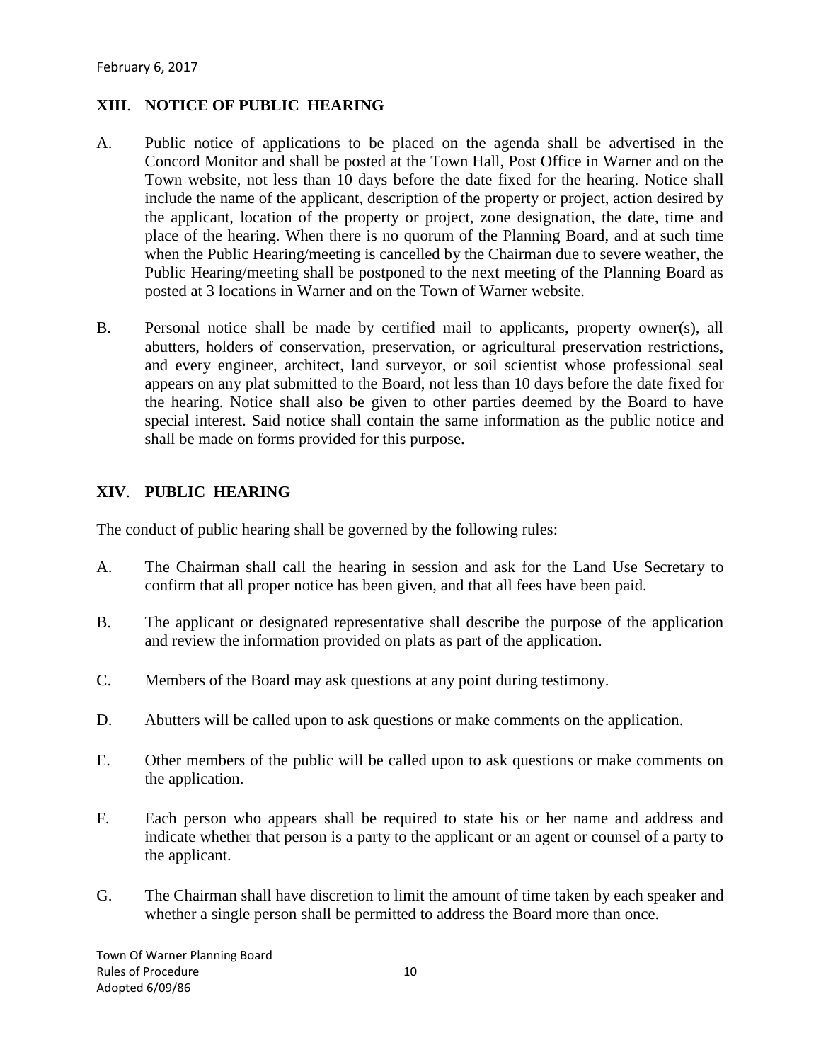## XIII. NOTICE OF PUBLIC HEARING

A. Public notice of applications to be placed on the agenda shall be advertised in the Concord Monitor and shall be posted at the Town Hall, Post Office in Warner and on the Town website, not less than 10 days before the date fixed for the hearing. Notice shall include the name of the applicant, description of the property or project, action desired by the applicant, location of the property or project, zone designation, the date, time and place of the hearing. When there is no quorum of the Planning Board, and at such time when the Public Hearing/meeting is cancelled by the Chairman due to severe weather, the Public Hearing/meeting shall be postponed to the next meeting of the Planning Board as posted at 3 locations in Warner and on the Town of Warner website.

B. Personal notice shall be made by certified mail to applicants, property owner(s), all abutters, holders of conservation, preservation, or agricultural preservation restrictions, and every engineer, architect, land surveyor, or soil scientist whose professional seal appears on any plat submitted to the Board, not less than 10 days before the date fixed for the hearing. Notice shall also be given to other parties deemed by the Board to have special interest. Said notice shall contain the same information as the public notice and shall be made on forms provided for this purpose.

## XIV. PUBLIC HEARING

The conduct of public hearing shall be governed by the following rules:

A. The Chairman shall call the hearing in session and ask for the Land Use Secretary to confirm that all proper notice has been given, and that all fees have been paid.

B. The applicant or designated representative shall describe the purpose of the application and review the information provided on plats as part of the application.

C. Members of the Board may ask questions at any point during testimony.

D. Abutters will be called upon to ask questions or make comments on the application.

E. Other members of the public will be called upon to ask questions or make comments on the application.

F. Each person who appears shall be required to state his or her name and address and indicate whether that person is a party to the applicant or an agent or counsel of a party to the applicant.

G. The Chairman shall have discretion to limit the amount of time taken by each speaker and whether a single person shall be permitted to address the Board more than once.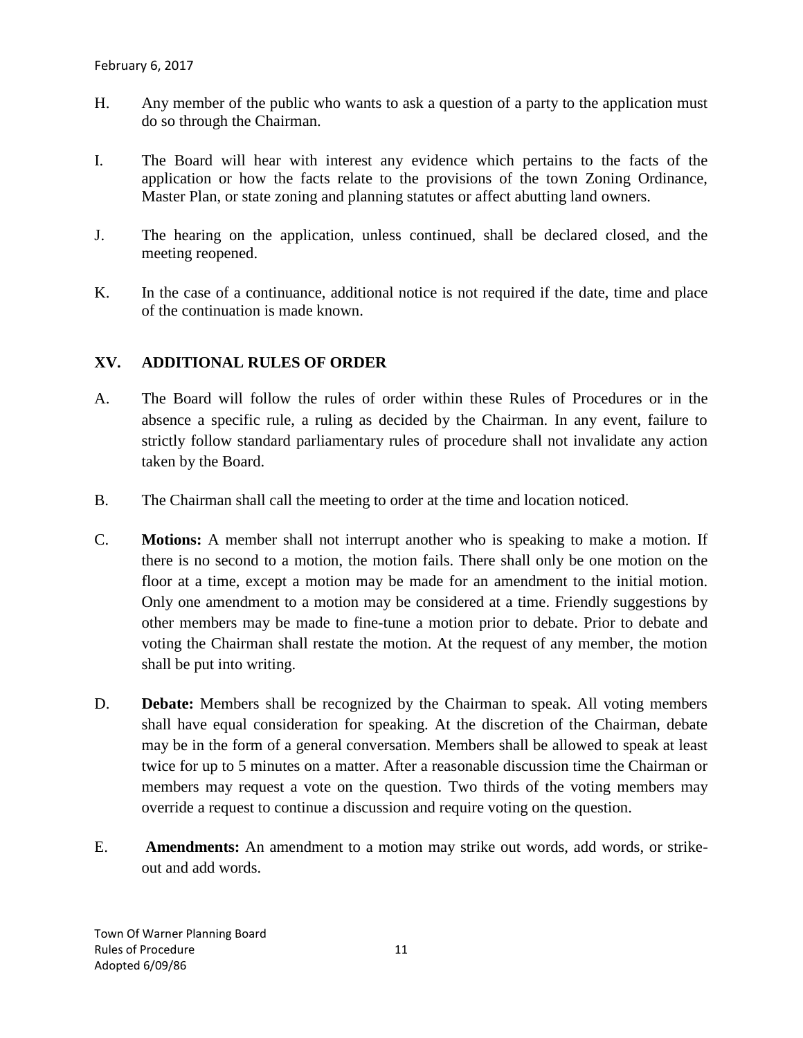H. Any member of the public who wants to ask a question of a party to the application must do so through the Chairman.

I. The Board will hear with interest any evidence which pertains to the facts of the application or how the facts relate to the provisions of the town Zoning Ordinance, Master Plan, or state zoning and planning statutes or affect abutting land owners.

J. The hearing on the application, unless continued, shall be declared closed, and the meeting reopened.

K. In the case of a continuance, additional notice is not required if the date, time and place of the continuation is made known.

## XV. ADDITIONAL RULES OF ORDER

A. The Board will follow the rules of order within these Rules of Procedures or in the absence a specific rule, a ruling as decided by the Chairman. In any event, failure to strictly follow standard parliamentary rules of procedure shall not invalidate any action taken by the Board.

B. The Chairman shall call the meeting to order at the time and location noticed.

C. **Motions:** A member shall not interrupt another who is speaking to make a motion. If there is no second to a motion, the motion fails. There shall only be one motion on the floor at a time, except a motion may be made for an amendment to the initial motion. Only one amendment to a motion may be considered at a time. Friendly suggestions by other members may be made to fine-tune a motion prior to debate. Prior to debate and voting the Chairman shall restate the motion. At the request of any member, the motion shall be put into writing.

D. **Debate:** Members shall be recognized by the Chairman to speak. All voting members shall have equal consideration for speaking. At the discretion of the Chairman, debate may be in the form of a general conversation. Members shall be allowed to speak at least twice for up to 5 minutes on a matter. After a reasonable discussion time the Chairman or members may request a vote on the question. Two thirds of the voting members may override a request to continue a discussion and require voting on the question.

E. **Amendments:** An amendment to a motion may strike out words, add words, or strike-out and add words.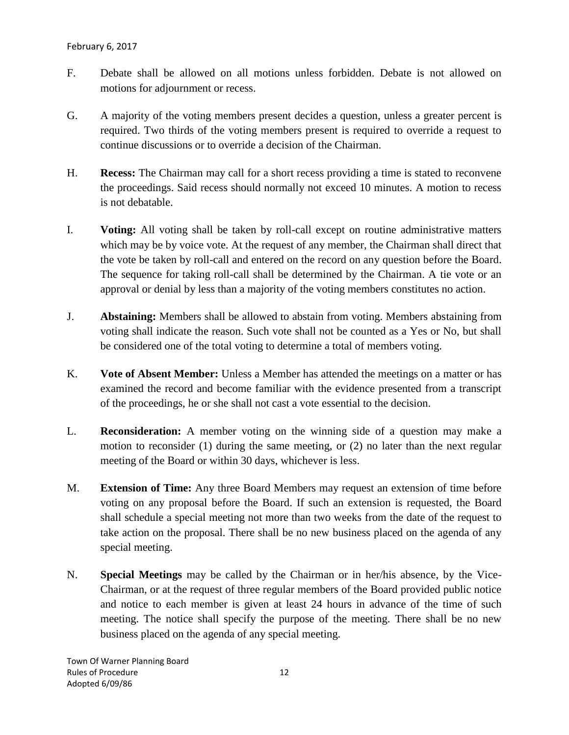F. Debate shall be allowed on all motions unless forbidden. Debate is not allowed on motions for adjournment or recess.

G. A majority of the voting members present decides a question, unless a greater percent is required. Two thirds of the voting members present is required to override a request to continue discussions or to override a decision of the Chairman.

H. **Recess:** The Chairman may call for a short recess providing a time is stated to reconvene the proceedings. Said recess should normally not exceed 10 minutes. A motion to recess is not debatable.

I. **Voting:** All voting shall be taken by roll-call except on routine administrative matters which may be by voice vote. At the request of any member, the Chairman shall direct that the vote be taken by roll-call and entered on the record on any question before the Board. The sequence for taking roll-call shall be determined by the Chairman. A tie vote or an approval or denial by less than a majority of the voting members constitutes no action.

J. **Abstaining:** Members shall be allowed to abstain from voting. Members abstaining from voting shall indicate the reason. Such vote shall not be counted as a Yes or No, but shall be considered one of the total voting to determine a total of members voting.

K. **Vote of Absent Member:** Unless a Member has attended the meetings on a matter or has examined the record and become familiar with the evidence presented from a transcript of the proceedings, he or she shall not cast a vote essential to the decision.

L. **Reconsideration:** A member voting on the winning side of a question may make a motion to reconsider (1) during the same meeting, or (2) no later than the next regular meeting of the Board or within 30 days, whichever is less.

M. **Extension of Time:** Any three Board Members may request an extension of time before voting on any proposal before the Board. If such an extension is requested, the Board shall schedule a special meeting not more than two weeks from the date of the request to take action on the proposal. There shall be no new business placed on the agenda of any special meeting.

N. **Special Meetings** may be called by the Chairman or in her/his absence, by the Vice-Chairman, or at the request of three regular members of the Board provided public notice and notice to each member is given at least 24 hours in advance of the time of such meeting. The notice shall specify the purpose of the meeting. There shall be no new business placed on the agenda of any special meeting.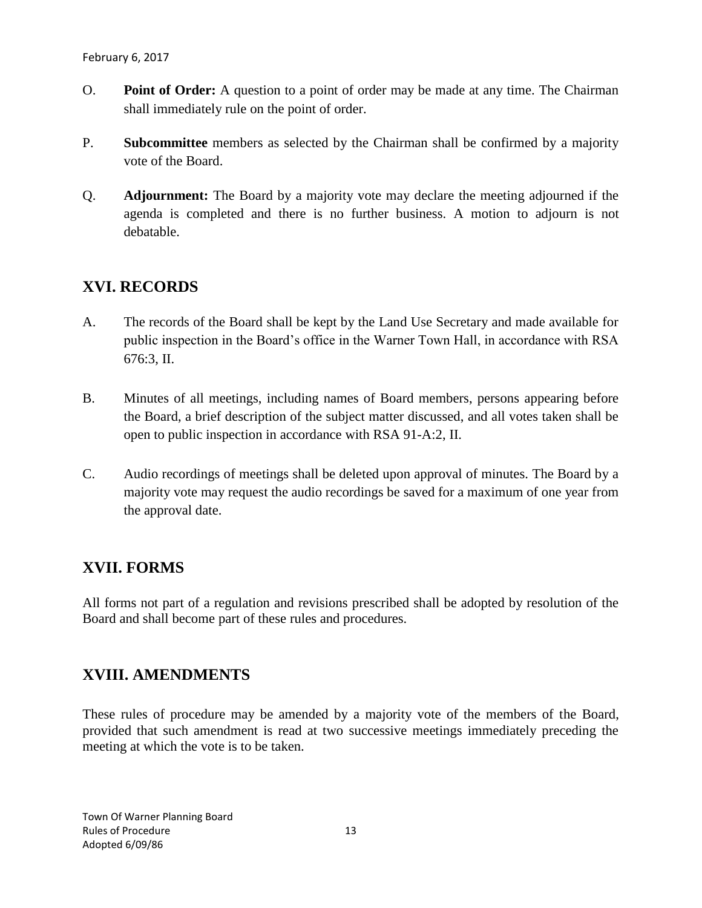O. **Point of Order:** A question to a point of order may be made at any time. The Chairman shall immediately rule on the point of order.

P. **Subcommittee** members as selected by the Chairman shall be confirmed by a majority vote of the Board.

Q. **Adjournment:** The Board by a majority vote may declare the meeting adjourned if the agenda is completed and there is no further business. A motion to adjourn is not debatable.

## XVI. RECORDS

A. The records of the Board shall be kept by the Land Use Secretary and made available for public inspection in the Board's office in the Warner Town Hall, in accordance with RSA 676:3, II.

B. Minutes of all meetings, including names of Board members, persons appearing before the Board, a brief description of the subject matter discussed, and all votes taken shall be open to public inspection in accordance with RSA 91-A:2, II.

C. Audio recordings of meetings shall be deleted upon approval of minutes. The Board by a majority vote may request the audio recordings be saved for a maximum of one year from the approval date.

## XVII. FORMS

All forms not part of a regulation and revisions prescribed shall be adopted by resolution of the Board and shall become part of these rules and procedures.

## XVIII. AMENDMENTS

These rules of procedure may be amended by a majority vote of the members of the Board, provided that such amendment is read at two successive meetings immediately preceding the meeting at which the vote is to be taken.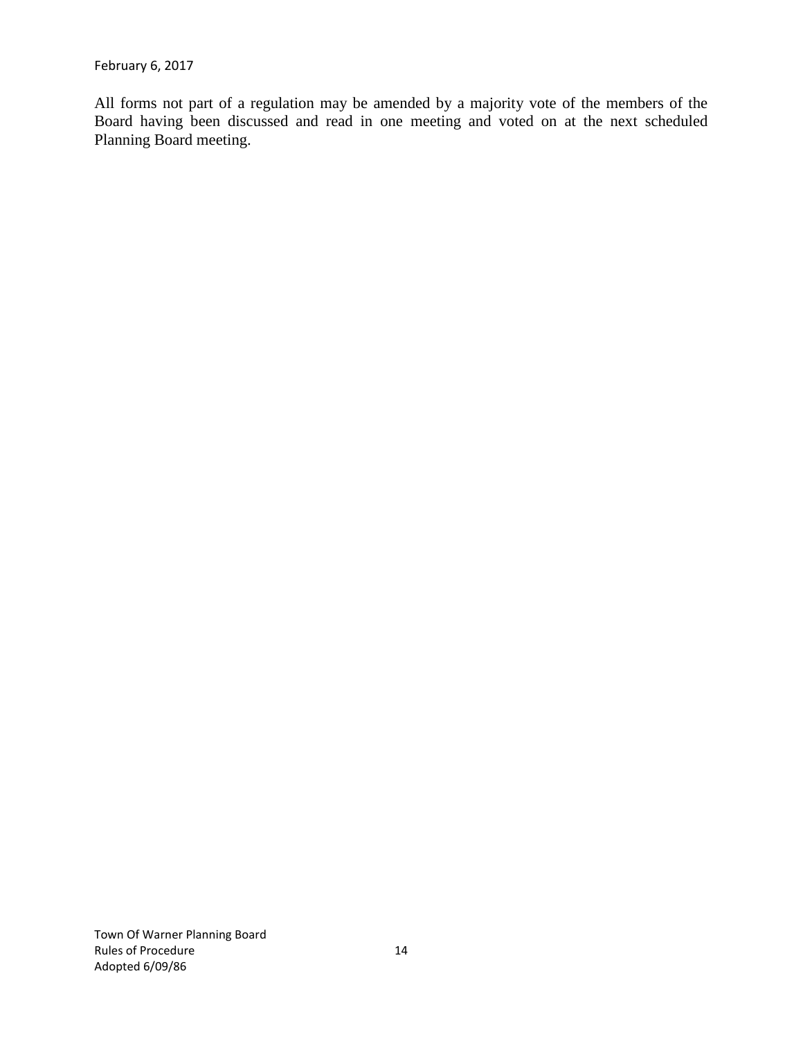February 6, 2017

All forms not part of a regulation may be amended by a majority vote of the members of the Board having been discussed and read in one meeting and voted on at the next scheduled Planning Board meeting.